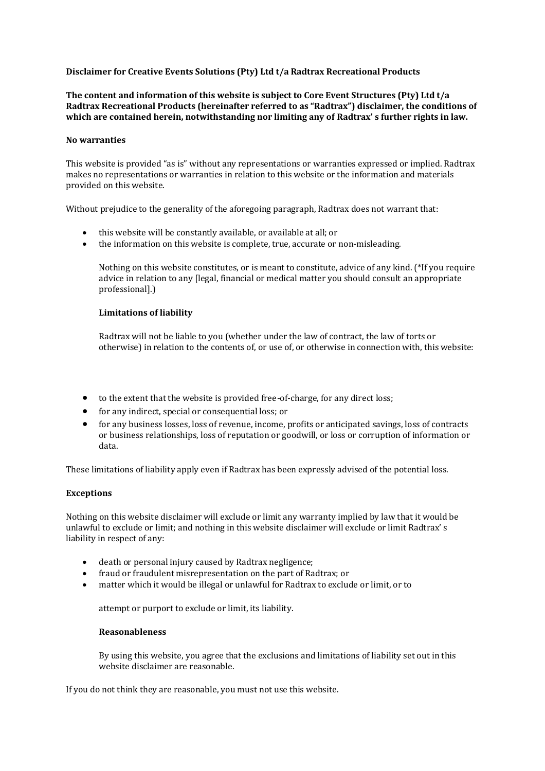**Disclaimer for Creative Events Solutions (Pty) Ltd t/a Radtrax Recreational Products**

**The content and information of this website is subject to Core Event Structures (Pty) Ltd t/a Radtrax Recreational Products (hereinafter referred to as "Radtrax") disclaimer, the conditions of which are contained herein, notwithstanding nor limiting any of Radtrax' s further rights in law.**

**No warranties**

This website is provided "as is" without any representations or warranties expressed or implied. Radtrax makes no representations or warranties in relation to this website or the information and materials provided on this website.

Without prejudice to the generality of the aforegoing paragraph, Radtrax does not warrant that:

- this website will be constantly available, or available at all; or
- the information on this website is complete, true, accurate or non-misleading.

Nothing on this website constitutes, or is meant to constitute, advice of any kind. (*If you require advice in relation to any [legal, financial or medical matter you should consult an appropriate professional].)

**Limitations of liability**

Radtrax will not be liable to you (whether under the law of contract, the law of torts or otherwise) in relation to the contents of, or use of, or otherwise in connection with, this website:

- to the extent that the website is provided free-of-charge, for any direct loss;
- for any indirect, special or consequential loss; or
- for any business losses, loss of revenue, income, profits or anticipated savings, loss of contracts or business relationships, loss of reputation or goodwill, or loss or corruption of information or data.

These limitations of liability apply even if Radtrax has been expressly advised of the potential loss.

**Exceptions**

Nothing on this website disclaimer will exclude or limit any warranty implied by law that it would be unlawful to exclude or limit; and nothing in this website disclaimer will exclude or limit Radtrax' s liability in respect of any:

- death or personal injury caused by Radtrax negligence;
- fraud or fraudulent misrepresentation on the part of Radtrax; or
- matter which it would be illegal or unlawful for Radtrax to exclude or limit, or to

attempt or purport to exclude or limit, its liability.

**Reasonableness**

By using this website, you agree that the exclusions and limitations of liability set out in this website disclaimer are reasonable.

If you do not think they are reasonable, you must not use this website.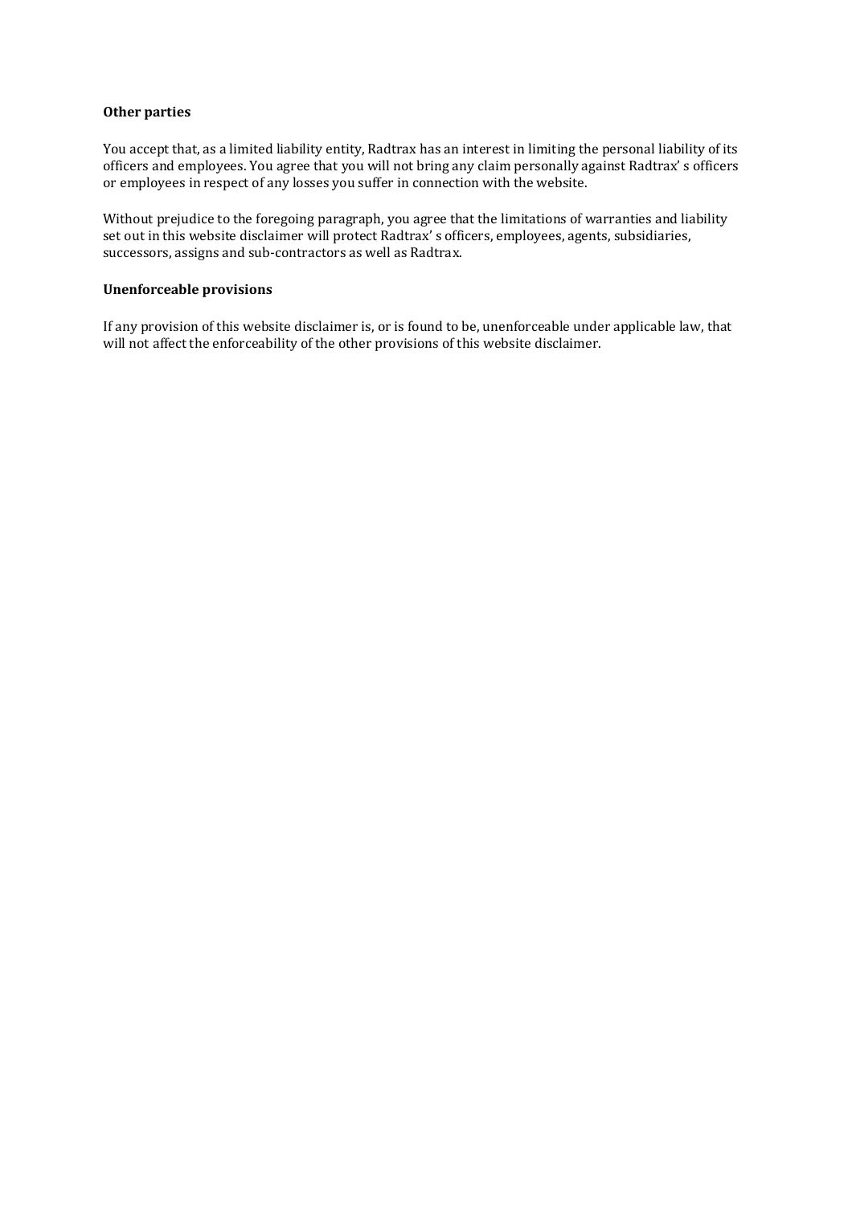**Other parties**

You accept that, as a limited liability entity, Radtrax has an interest in limiting the personal liability of its officers and employees. You agree that you will not bring any claim personally against Radtrax' s officers or employees in respect of any losses you suffer in connection with the website.

Without prejudice to the foregoing paragraph, you agree that the limitations of warranties and liability set out in this website disclaimer will protect Radtrax' s officers, employees, agents, subsidiaries, successors, assigns and sub-contractors as well as Radtrax.

**Unenforceable provisions**

If any provision of this website disclaimer is, or is found to be, unenforceable under applicable law, that will not affect the enforceability of the other provisions of this website disclaimer.